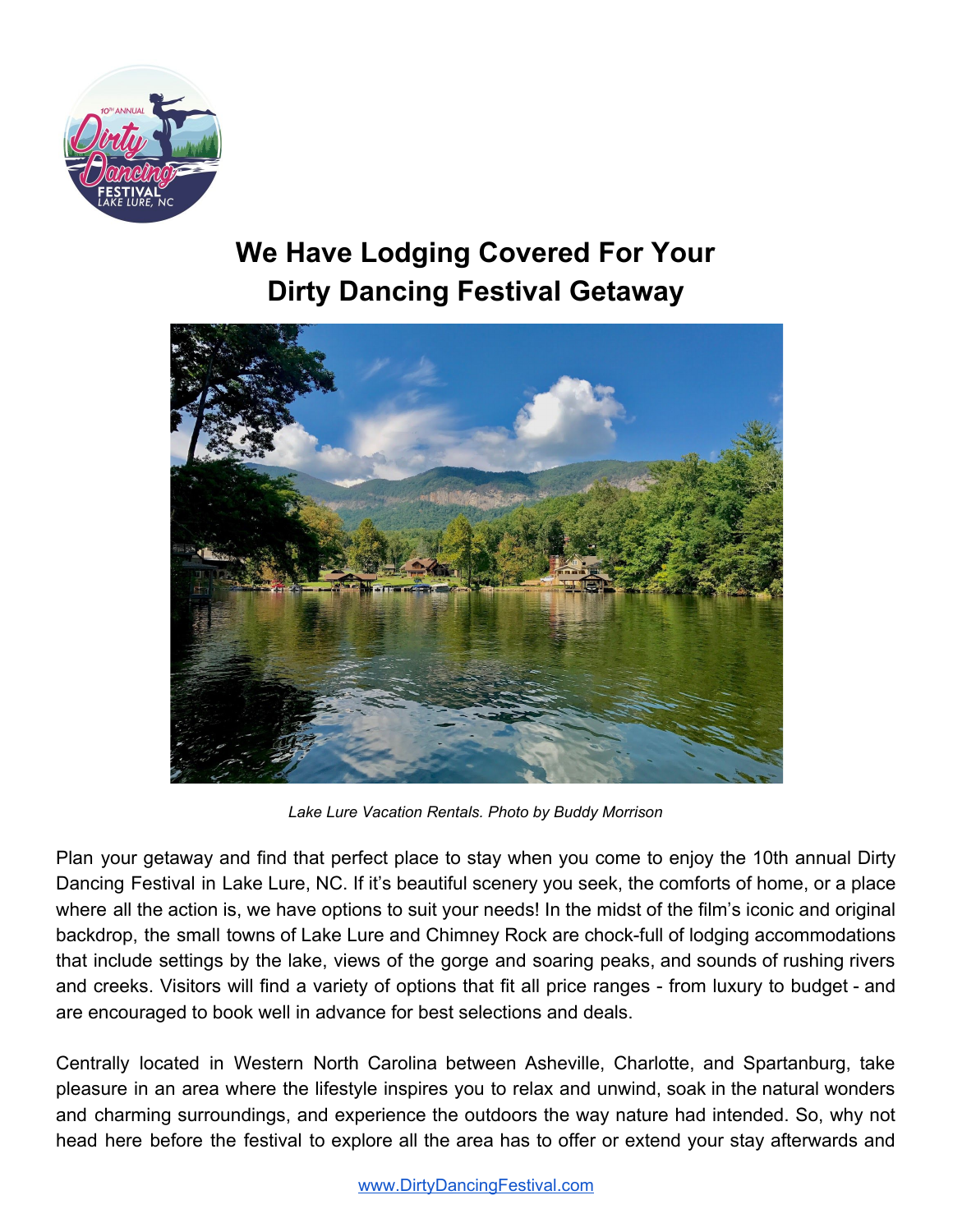# We Have Lodging Covered For Your Dirty Dancing Festival Getaway

*Lake Lure Vacation Rentals. Photo by Buddy Morrison*

Plan your getaway and find that perfect place to stay when you come to enjoy the 10th annual Dirty Dancing Festival in Lake Lure, NC. If it's beautiful scenery you seek, the comforts of home, or a place where all the action is, we have options to suit your needs! In the midst of the film's iconic and original backdrop, the small towns of Lake Lure and Chimney Rock are chock-full of lodging accommodations that include settings by the lake, views of the gorge and soaring peaks, and sounds of rushing rivers and creeks. Visitors will find a variety of options that fit all price ranges - from luxury to budget - and are encouraged to book well in advance for best selections and deals.

Centrally located in Western North Carolina between Asheville, Charlotte, and Spartanburg, take pleasure in an area where the lifestyle inspires you to relax and unwind, soak in the natural wonders and charming surroundings, and experience the outdoors the way nature had intended. So, why not head here before the festival to explore all the area has to offer or extend your stay afterwards and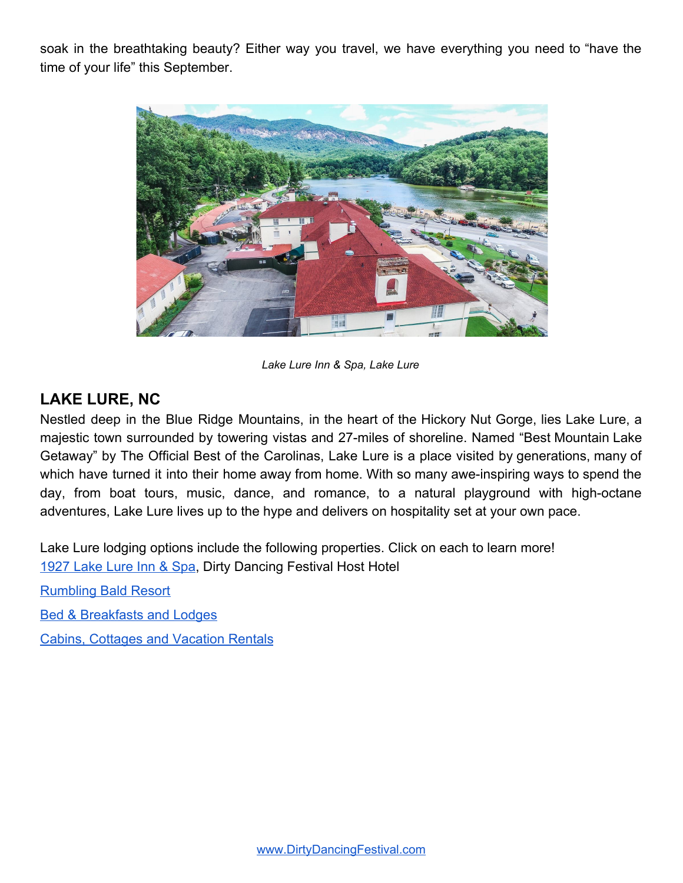soak in the breathtaking beauty? Either way you travel, we have everything you need to "have the time of your life" this September.

*Lake Lure Inn & Spa, Lake Lure*

## LAKE LURE, NC

Nestled deep in the Blue Ridge Mountains, in the heart of the Hickory Nut Gorge, lies Lake Lure, a majestic town surrounded by towering vistas and 27-miles of shoreline. Named "Best Mountain Lake Getaway" by The Official Best of the Carolinas, Lake Lure is a place visited by generations, many of which have turned it into their home away from home. With so many awe-inspiring ways to spend the day, from boat tours, music, dance, and romance, to a natural playground with high-octane adventures, Lake Lure lives up to the hype and delivers on hospitality set at your own pace.

Lake Lure lodging options include the following properties. Click on each to learn more!

1927 Lake Lure Inn & Spa, Dirty Dancing Festival Host Hotel

Rumbling Bald Resort

Bed & Breakfasts and Lodges

Cabins, Cottages and Vacation Rentals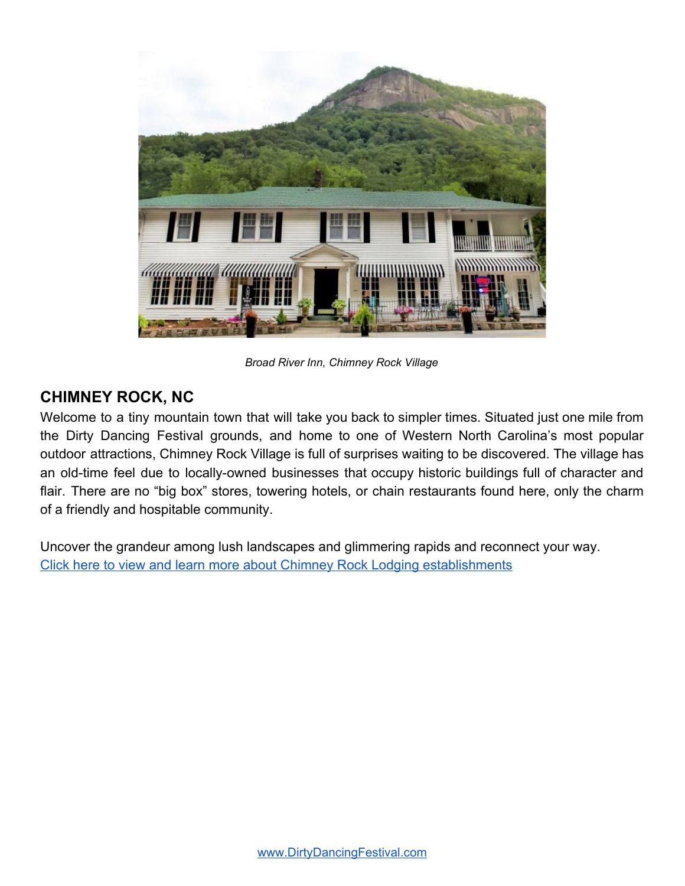*Broad River Inn, Chimney Rock Village*

## CHIMNEY ROCK, NC

Welcome to a tiny mountain town that will take you back to simpler times. Situated just one mile from the Dirty Dancing Festival grounds, and home to one of Western North Carolina's most popular outdoor attractions, Chimney Rock Village is full of surprises waiting to be discovered. The village has an old-time feel due to locally-owned businesses that occupy historic buildings full of character and flair. There are no "big box" stores, towering hotels, or chain restaurants found here, only the charm of a friendly and hospitable community.

Uncover the grandeur among lush landscapes and glimmering rapids and reconnect your way.
[Click here to view and learn more about Chimney Rock Lodging establishments]

www.DirtyDancingFestival.com